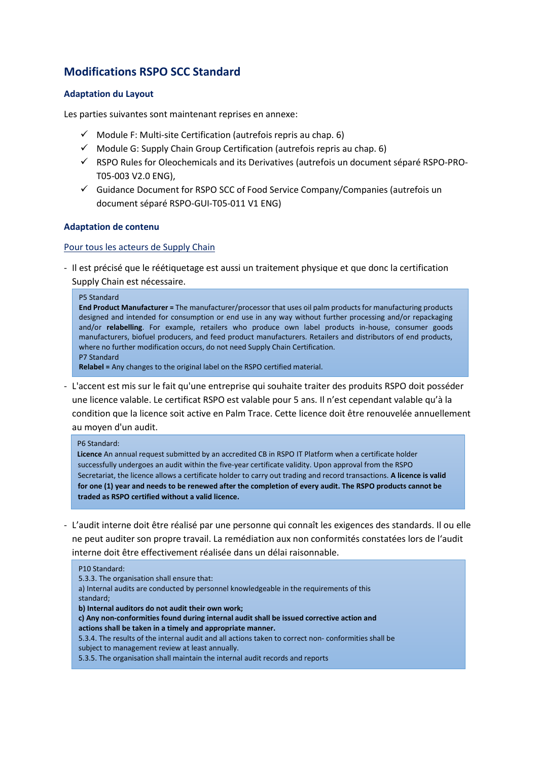## Modifications RSPO SCC Standard

### Adaptation du Layout

Les parties suivantes sont maintenant reprises en annexe:

- ✓ Module F: Multi-site Certification (autrefois repris au chap. 6)
- ✓ Module G: Supply Chain Group Certification (autrefois repris au chap. 6)
- ✓ RSPO Rules for Oleochemicals and its Derivatives (autrefois un document séparé RSPO-PRO-T05-003 V2.0 ENG),
- ✓ Guidance Document for RSPO SCC of Food Service Company/Companies (autrefois un document séparé RSPO-GUI-T05-011 V1 ENG)

### Adaptation de contenu

Pour tous les acteurs de Supply Chain

- Il est précisé que le réétiquetage est aussi un traitement physique et que donc la certification Supply Chain est nécessaire.

> P5 Standard
> **End Product Manufacturer =** The manufacturer/processor that uses oil palm products for manufacturing products designed and intended for consumption or end use in any way without further processing and/or repackaging and/or **relabelling**. For example, retailers who produce own label products in-house, consumer goods manufacturers, biofuel producers, and feed product manufacturers. Retailers and distributors of end products, where no further modification occurs, do not need Supply Chain Certification.
> P7 Standard
> **Relabel =** Any changes to the original label on the RSPO certified material.

- L'accent est mis sur le fait qu'une entreprise qui souhaite traiter des produits RSPO doit posséder une licence valable. Le certificat RSPO est valable pour 5 ans. Il n'est cependant valable qu'à la condition que la licence soit active en Palm Trace. Cette licence doit être renouvelée annuellement au moyen d'un audit.

> P6 Standard:
> **Licence** An annual request submitted by an accredited CB in RSPO IT Platform when a certificate holder successfully undergoes an audit within the five-year certificate validity. Upon approval from the RSPO Secretariat, the licence allows a certificate holder to carry out trading and record transactions. **A licence is valid for one (1) year and needs to be renewed after the completion of every audit. The RSPO products cannot be traded as RSPO certified without a valid licence.**

- L'audit interne doit être réalisé par une personne qui connaît les exigences des standards. Il ou elle ne peut auditer son propre travail. La remédiation aux non conformités constatées lors de l'audit interne doit être effectivement réalisée dans un délai raisonnable.

> P10 Standard:
> 5.3.3. The organisation shall ensure that:
> a) Internal audits are conducted by personnel knowledgeable in the requirements of this standard;
> **b) Internal auditors do not audit their own work;**
> **c) Any non-conformities found during internal audit shall be issued corrective action and actions shall be taken in a timely and appropriate manner.**
> 5.3.4. The results of the internal audit and all actions taken to correct non- conformities shall be subject to management review at least annually.
> 5.3.5. The organisation shall maintain the internal audit records and reports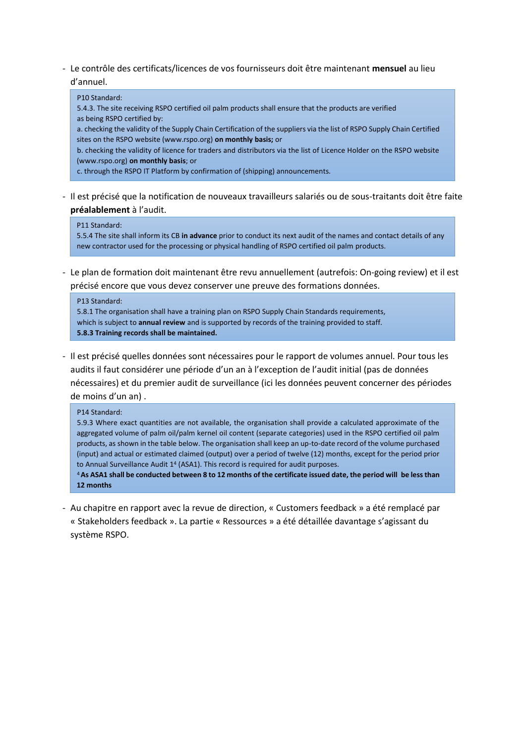- Le contrôle des certificats/licences de vos fournisseurs doit être maintenant **mensuel** au lieu d'annuel.

> P10 Standard:
> 5.4.3. The site receiving RSPO certified oil palm products shall ensure that the products are verified as being RSPO certified by:
> a. checking the validity of the Supply Chain Certification of the suppliers via the list of RSPO Supply Chain Certified sites on the RSPO website (www.rspo.org) **on monthly basis;** or
> b. checking the validity of licence for traders and distributors via the list of Licence Holder on the RSPO website (www.rspo.org) **on monthly basis**; or
> c. through the RSPO IT Platform by confirmation of (shipping) announcements.

- Il est précisé que la notification de nouveaux travailleurs salariés ou de sous-traitants doit être faite **préalablement** à l'audit.

> P11 Standard:
> 5.5.4 The site shall inform its CB **in advance** prior to conduct its next audit of the names and contact details of any new contractor used for the processing or physical handling of RSPO certified oil palm products.

- Le plan de formation doit maintenant être revu annuellement (autrefois: On-going review) et il est précisé encore que vous devez conserver une preuve des formations données.

> P13 Standard:
> 5.8.1 The organisation shall have a training plan on RSPO Supply Chain Standards requirements, which is subject to **annual review** and is supported by records of the training provided to staff.
> **5.8.3 Training records shall be maintained.**

- Il est précisé quelles données sont nécessaires pour le rapport de volumes annuel. Pour tous les audits il faut considérer une période d'un an à l'exception de l'audit initial (pas de données nécessaires) et du premier audit de surveillance (ici les données peuvent concerner des périodes de moins d'un an) .

> P14 Standard:
> 5.9.3 Where exact quantities are not available, the organisation shall provide a calculated approximate of the aggregated volume of palm oil/palm kernel oil content (separate categories) used in the RSPO certified oil palm products, as shown in the table below. The organisation shall keep an up-to-date record of the volume purchased (input) and actual or estimated claimed (output) over a period of twelve (12) months, except for the period prior to Annual Surveillance Audit 1[4] (ASA1). This record is required for audit purposes.
> [4] **As ASA1 shall be conducted between 8 to 12 months of the certificate issued date, the period will be less than 12 months**

- Au chapitre en rapport avec la revue de direction, « Customers feedback » a été remplacé par « Stakeholders feedback ». La partie « Ressources » a été détaillée davantage s'agissant du système RSPO.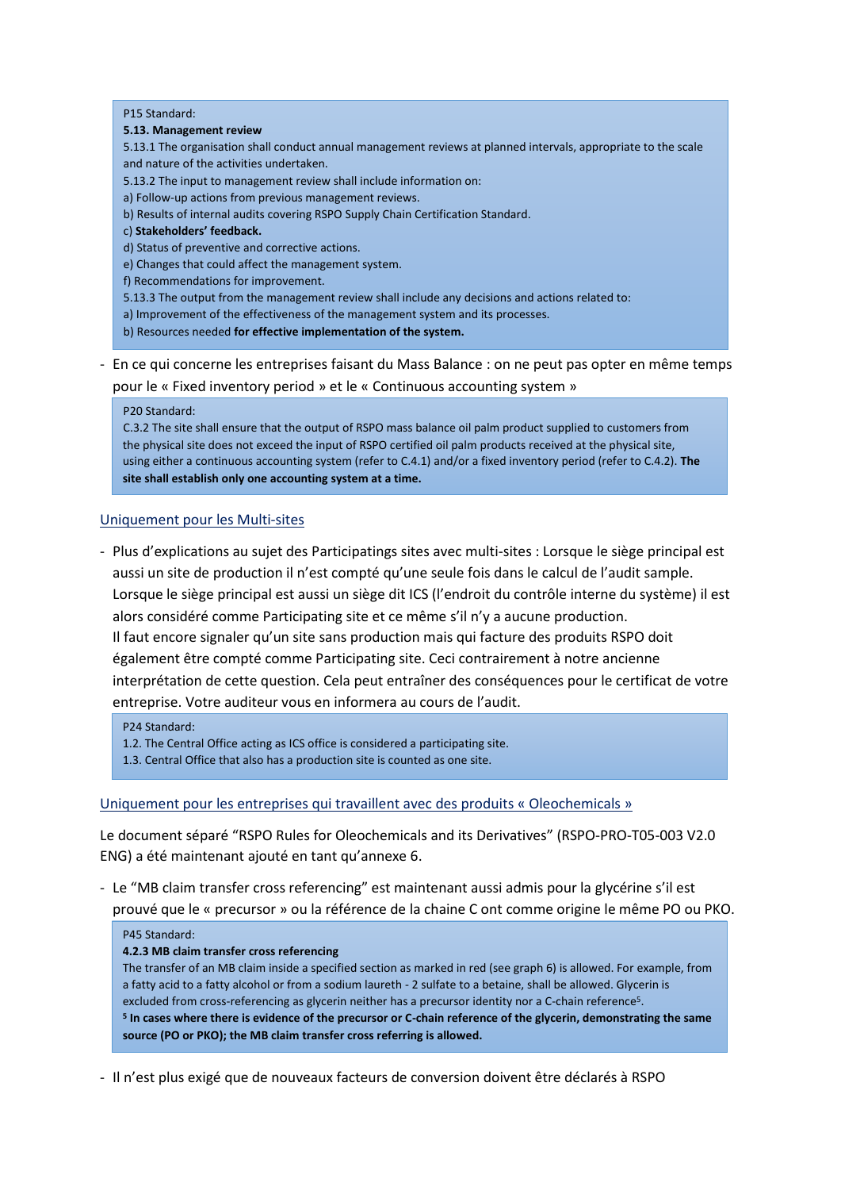> P15 Standard:
> **5.13. Management review**
> 5.13.1 The organisation shall conduct annual management reviews at planned intervals, appropriate to the scale and nature of the activities undertaken.
> 5.13.2 The input to management review shall include information on:
> a) Follow-up actions from previous management reviews.
> b) Results of internal audits covering RSPO Supply Chain Certification Standard.
> c) **Stakeholders' feedback.**
> d) Status of preventive and corrective actions.
> e) Changes that could affect the management system.
> f) Recommendations for improvement.
> 5.13.3 The output from the management review shall include any decisions and actions related to:
> a) Improvement of the effectiveness of the management system and its processes.
> b) Resources needed **for effective implementation of the system.**

- En ce qui concerne les entreprises faisant du Mass Balance : on ne peut pas opter en même temps pour le « Fixed inventory period » et le « Continuous accounting system »

> P20 Standard:
> C.3.2 The site shall ensure that the output of RSPO mass balance oil palm product supplied to customers from the physical site does not exceed the input of RSPO certified oil palm products received at the physical site, using either a continuous accounting system (refer to C.4.1) and/or a fixed inventory period (refer to C.4.2). **The site shall establish only one accounting system at a time.**

<u>Uniquement pour les Multi-sites</u>

- Plus d'explications au sujet des Participatings sites avec multi-sites : Lorsque le siège principal est aussi un site de production il n'est compté qu'une seule fois dans le calcul de l'audit sample. Lorsque le siège principal est aussi un siège dit ICS (l'endroit du contrôle interne du système) il est alors considéré comme Participating site et ce même s'il n'y a aucune production.
  Il faut encore signaler qu'un site sans production mais qui facture des produits RSPO doit également être compté comme Participating site. Ceci contrairement à notre ancienne interprétation de cette question. Cela peut entraîner des conséquences pour le certificat de votre entreprise. Votre auditeur vous en informera au cours de l'audit.

> P24 Standard:
> 1.2. The Central Office acting as ICS office is considered a participating site.
> 1.3. Central Office that also has a production site is counted as one site.

<u>Uniquement pour les entreprises qui travaillent avec des produits « Oleochemicals »</u>

Le document séparé "RSPO Rules for Oleochemicals and its Derivatives" (RSPO-PRO-T05-003 V2.0 ENG) a été maintenant ajouté en tant qu'annexe 6.

- Le "MB claim transfer cross referencing" est maintenant aussi admis pour la glycérine s'il est prouvé que le « precursor » ou la référence de la chaine C ont comme origine le même PO ou PKO.

> P45 Standard:
> **4.2.3 MB claim transfer cross referencing**
> The transfer of an MB claim inside a specified section as marked in red (see graph 6) is allowed. For example, from a fatty acid to a fatty alcohol or from a sodium laureth - 2 sulfate to a betaine, shall be allowed. Glycerin is excluded from cross-referencing as glycerin neither has a precursor identity nor a C-chain reference[5].
> **[5] In cases where there is evidence of the precursor or C-chain reference of the glycerin, demonstrating the same source (PO or PKO); the MB claim transfer cross referring is allowed.**

- Il n'est plus exigé que de nouveaux facteurs de conversion doivent être déclarés à RSPO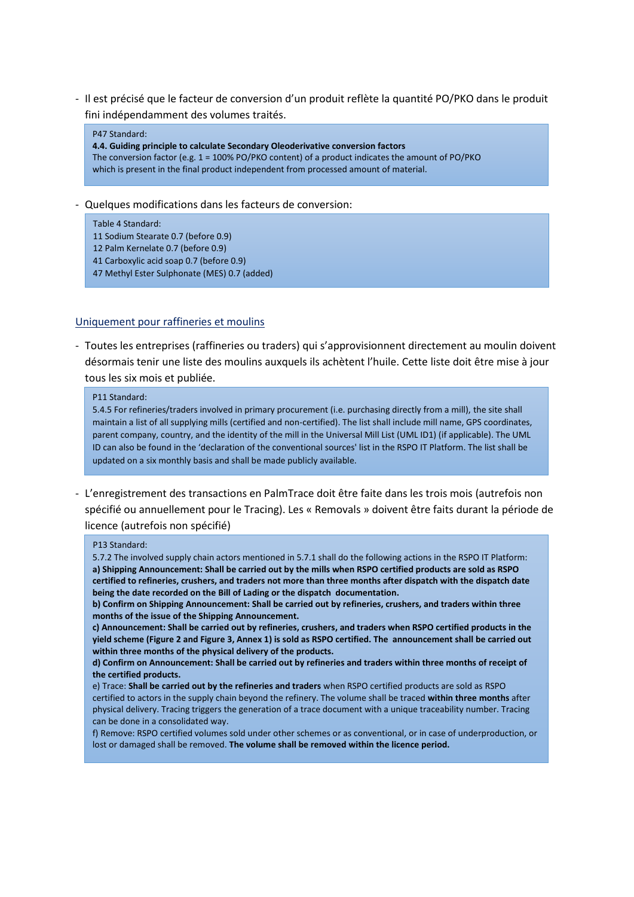- Il est précisé que le facteur de conversion d'un produit reflète la quantité PO/PKO dans le produit fini indépendamment des volumes traités.

> P47 Standard:
> **4.4. Guiding principle to calculate Secondary Oleoderivative conversion factors**
> The conversion factor (e.g. 1 = 100% PO/PKO content) of a product indicates the amount of PO/PKO which is present in the final product independent from processed amount of material.

- Quelques modifications dans les facteurs de conversion:

> Table 4 Standard:
> 11 Sodium Stearate 0.7 (before 0.9)
> 12 Palm Kernelate 0.7 (before 0.9)
> 41 Carboxylic acid soap 0.7 (before 0.9)
> 47 Methyl Ester Sulphonate (MES) 0.7 (added)

<u>Uniquement pour raffineries et moulins</u>

- Toutes les entreprises (raffineries ou traders) qui s'approvisionnent directement au moulin doivent désormais tenir une liste des moulins auxquels ils achètent l'huile. Cette liste doit être mise à jour tous les six mois et publiée.

> P11 Standard:
> 5.4.5 For refineries/traders involved in primary procurement (i.e. purchasing directly from a mill), the site shall maintain a list of all supplying mills (certified and non-certified). The list shall include mill name, GPS coordinates, parent company, country, and the identity of the mill in the Universal Mill List (UML ID1) (if applicable). The UML ID can also be found in the 'declaration of the conventional sources' list in the RSPO IT Platform. The list shall be updated on a six monthly basis and shall be made publicly available.

- L'enregistrement des transactions en PalmTrace doit être faite dans les trois mois (autrefois non spécifié ou annuellement pour le Tracing). Les « Removals » doivent être faits durant la période de licence (autrefois non spécifié)

> P13 Standard:
> 5.7.2 The involved supply chain actors mentioned in 5.7.1 shall do the following actions in the RSPO IT Platform:
> **a) Shipping Announcement: Shall be carried out by the mills when RSPO certified products are sold as RSPO certified to refineries, crushers, and traders not more than three months after dispatch with the dispatch date being the date recorded on the Bill of Lading or the dispatch documentation.**
> **b) Confirm on Shipping Announcement: Shall be carried out by refineries, crushers, and traders within three months of the issue of the Shipping Announcement.**
> **c) Announcement: Shall be carried out by refineries, crushers, and traders when RSPO certified products in the yield scheme (Figure 2 and Figure 3, Annex 1) is sold as RSPO certified. The announcement shall be carried out within three months of the physical delivery of the products.**
> **d) Confirm on Announcement: Shall be carried out by refineries and traders within three months of receipt of the certified products.**
> e) Trace: **Shall be carried out by the refineries and traders** when RSPO certified products are sold as RSPO certified to actors in the supply chain beyond the refinery. The volume shall be traced **within three months** after physical delivery. Tracing triggers the generation of a trace document with a unique traceability number. Tracing can be done in a consolidated way.
> f) Remove: RSPO certified volumes sold under other schemes or as conventional, or in case of underproduction, or lost or damaged shall be removed. **The volume shall be removed within the licence period.**